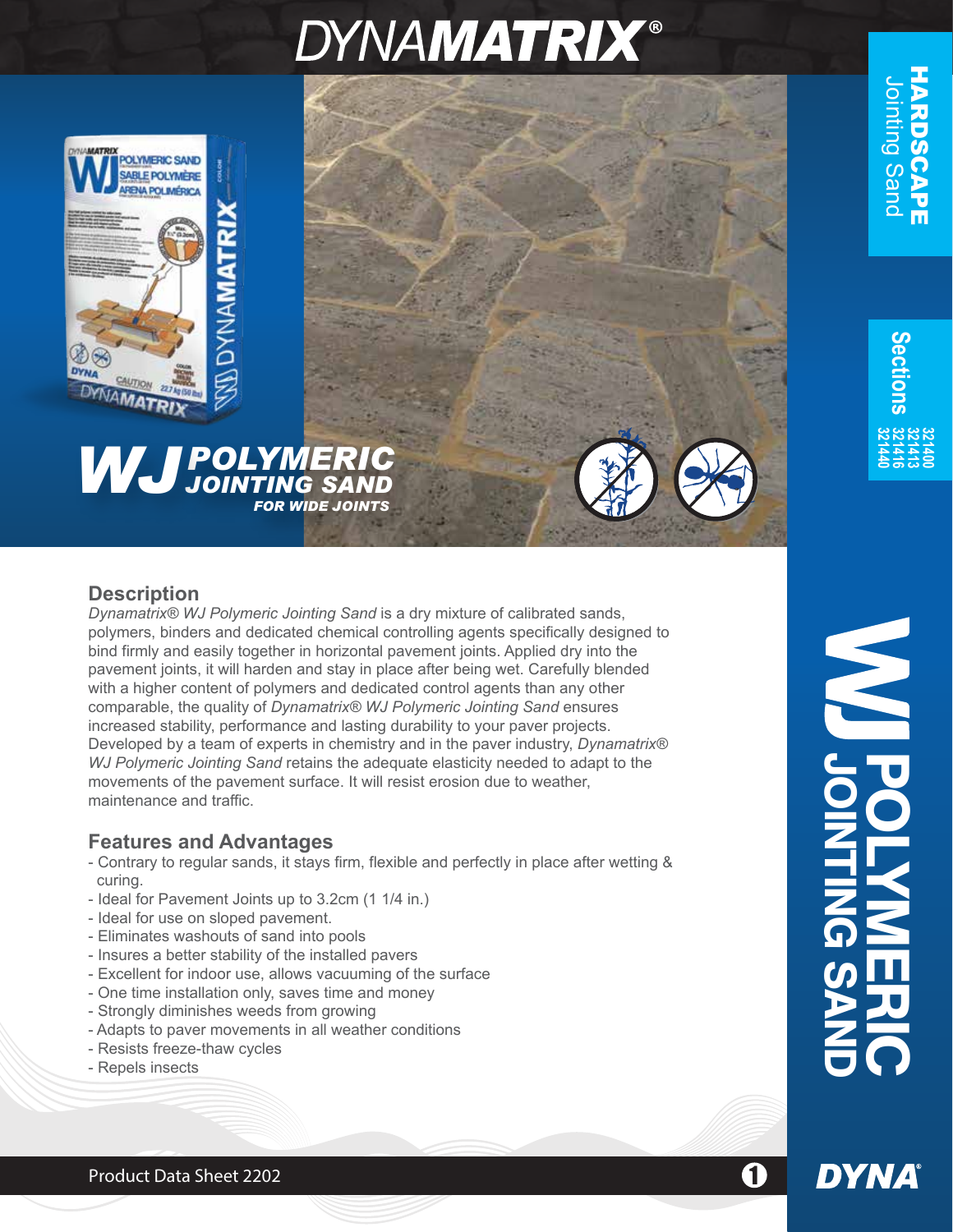# DYNAMATRIX®

HARDSCAPE
Jointing Sand

Sections
321400
321413
321416
321440

# WJ POLYMERIC JOINTING SAND

**FOR WIDE JOINTS**

## Description

*Dynamatrix® WJ Polymeric Jointing Sand* is a dry mixture of calibrated sands, polymers, binders and dedicated chemical controlling agents specifically designed to bind firmly and easily together in horizontal pavement joints. Applied dry into the pavement joints, it will harden and stay in place after being wet. Carefully blended with a higher content of polymers and dedicated control agents than any other comparable, the quality of *Dynamatrix® WJ Polymeric Jointing Sand* ensures increased stability, performance and lasting durability to your paver projects. Developed by a team of experts in chemistry and in the paver industry, *Dynamatrix® WJ Polymeric Jointing Sand* retains the adequate elasticity needed to adapt to the movements of the pavement surface. It will resist erosion due to weather, maintenance and traffic.

## Features and Advantages

- Contrary to regular sands, it stays firm, flexible and perfectly in place after wetting & curing.
- Ideal for Pavement Joints up to 3.2cm (1 1/4 in.)
- Ideal for use on sloped pavement.
- Eliminates washouts of sand into pools
- Insures a better stability of the installed pavers
- Excellent for indoor use, allows vacuuming of the surface
- One time installation only, saves time and money
- Strongly diminishes weeds from growing
- Adapts to paver movements in all weather conditions
- Resists freeze-thaw cycles
- Repels insects

Product Data Sheet 2202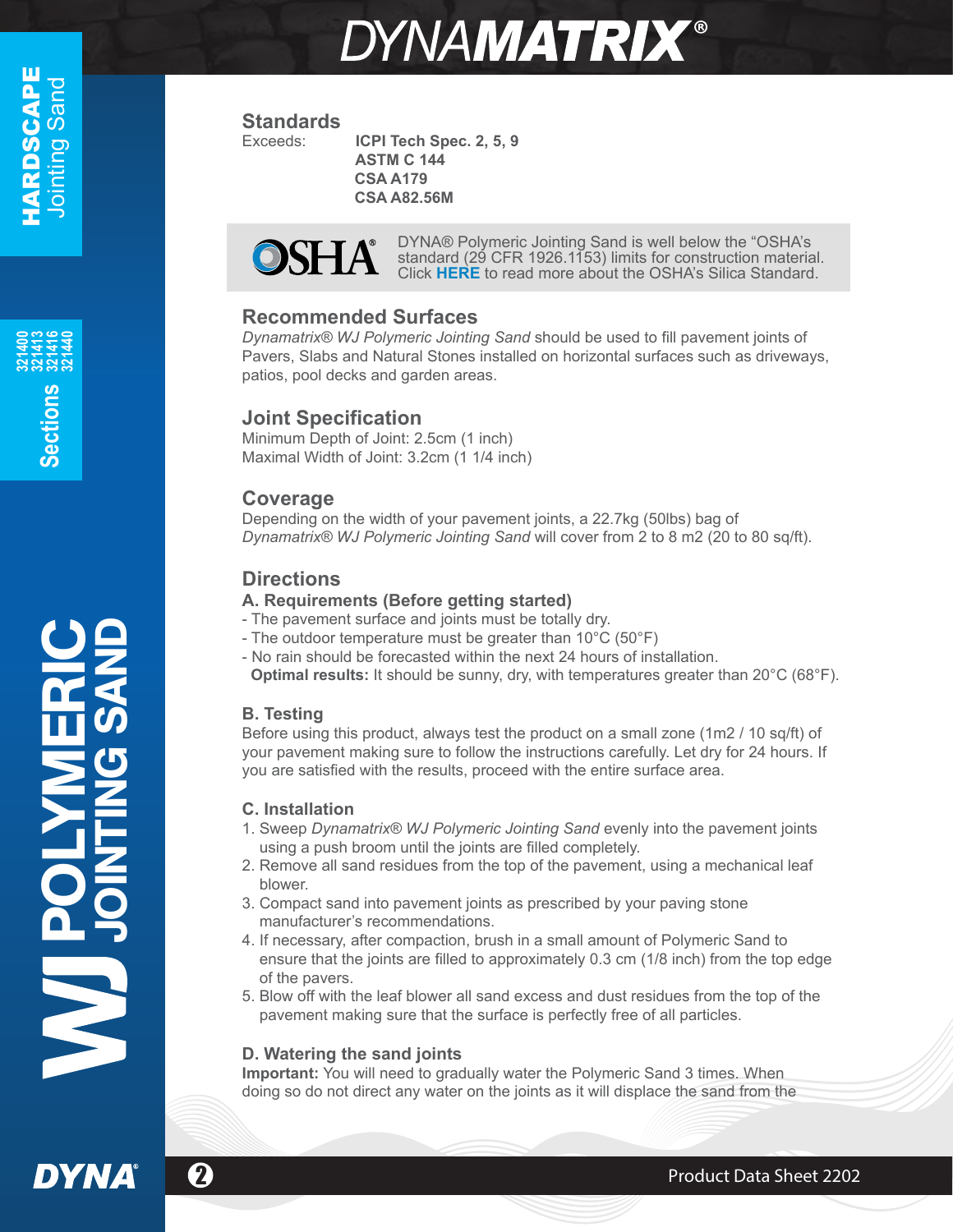## Standards

Exceeds: **ICPI Tech Spec. 2, 5, 9**
**ASTM C 144**
**CSA A179**
**CSA A82.56M**

DYNA® Polymeric Jointing Sand is well below the "OSHA's standard (29 CFR 1926.1153) limits for construction material. Click **HERE** to read more about the OSHA's Silica Standard.

## Recommended Surfaces

*Dynamatrix® WJ Polymeric Jointing Sand* should be used to fill pavement joints of Pavers, Slabs and Natural Stones installed on horizontal surfaces such as driveways, patios, pool decks and garden areas.

## Joint Specification

Minimum Depth of Joint: 2.5cm (1 inch)
Maximal Width of Joint: 3.2cm (1 1/4 inch)

## Coverage

Depending on the width of your pavement joints, a 22.7kg (50lbs) bag of *Dynamatrix® WJ Polymeric Jointing Sand* will cover from 2 to 8 m2 (20 to 80 sq/ft).

## Directions

### A. Requirements (Before getting started)

- The pavement surface and joints must be totally dry.
- The outdoor temperature must be greater than 10°C (50°F)
- No rain should be forecasted within the next 24 hours of installation.

**Optimal results:** It should be sunny, dry, with temperatures greater than 20°C (68°F).

### B. Testing

Before using this product, always test the product on a small zone (1m2 / 10 sq/ft) of your pavement making sure to follow the instructions carefully. Let dry for 24 hours. If you are satisfied with the results, proceed with the entire surface area.

### C. Installation

1. Sweep *Dynamatrix® WJ Polymeric Jointing Sand* evenly into the pavement joints using a push broom until the joints are filled completely.
2. Remove all sand residues from the top of the pavement, using a mechanical leaf blower.
3. Compact sand into pavement joints as prescribed by your paving stone manufacturer's recommendations.
4. If necessary, after compaction, brush in a small amount of Polymeric Sand to ensure that the joints are filled to approximately 0.3 cm (1/8 inch) from the top edge of the pavers.
5. Blow off with the leaf blower all sand excess and dust residues from the top of the pavement making sure that the surface is perfectly free of all particles.

### D. Watering the sand joints

**Important:** You will need to gradually water the Polymeric Sand 3 times. When doing so do not direct any water on the joints as it will displace the sand from the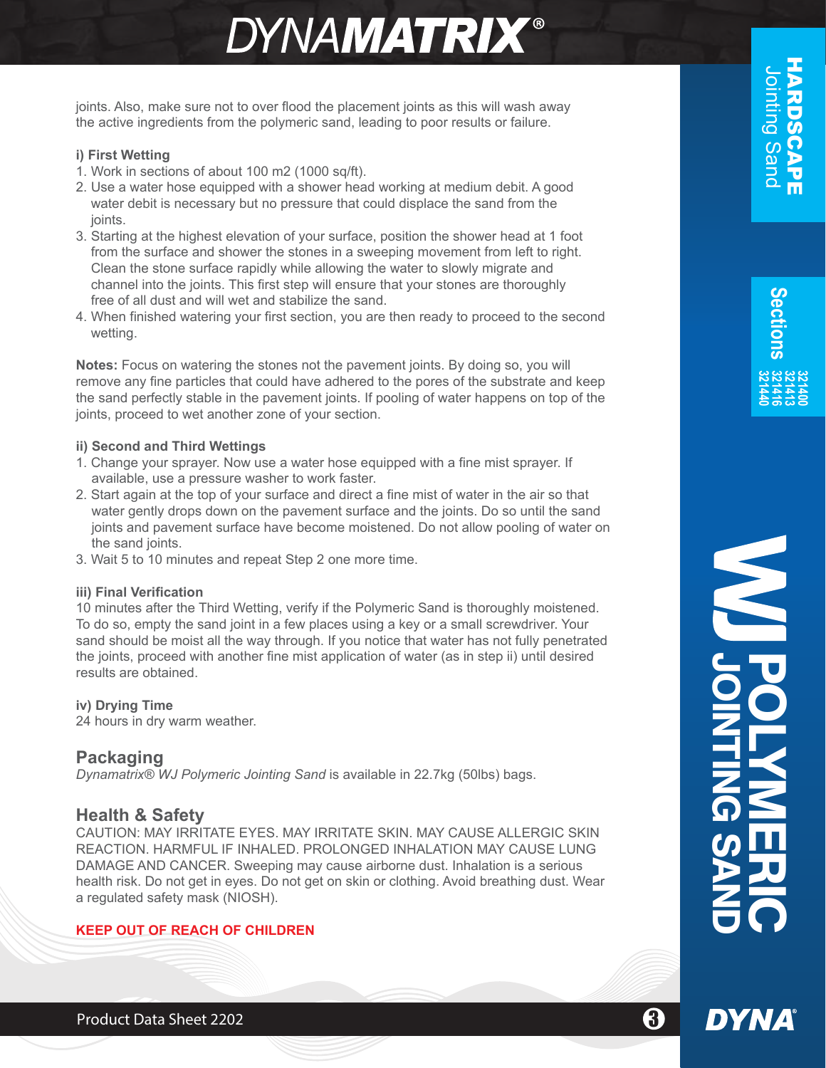joints. Also, make sure not to over flood the placement joints as this will wash away the active ingredients from the polymeric sand, leading to poor results or failure.

**i) First Wetting**

1. Work in sections of about 100 m2 (1000 sq/ft).
2. Use a water hose equipped with a shower head working at medium debit. A good water debit is necessary but no pressure that could displace the sand from the joints.
3. Starting at the highest elevation of your surface, position the shower head at 1 foot from the surface and shower the stones in a sweeping movement from left to right. Clean the stone surface rapidly while allowing the water to slowly migrate and channel into the joints. This first step will ensure that your stones are thoroughly free of all dust and will wet and stabilize the sand.
4. When finished watering your first section, you are then ready to proceed to the second wetting.

**Notes:** Focus on watering the stones not the pavement joints. By doing so, you will remove any fine particles that could have adhered to the pores of the substrate and keep the sand perfectly stable in the pavement joints. If pooling of water happens on top of the joints, proceed to wet another zone of your section.

**ii) Second and Third Wettings**

1. Change your sprayer. Now use a water hose equipped with a fine mist sprayer. If available, use a pressure washer to work faster.
2. Start again at the top of your surface and direct a fine mist of water in the air so that water gently drops down on the pavement surface and the joints. Do so until the sand joints and pavement surface have become moistened. Do not allow pooling of water on the sand joints.
3. Wait 5 to 10 minutes and repeat Step 2 one more time.

**iii) Final Verification**

10 minutes after the Third Wetting, verify if the Polymeric Sand is thoroughly moistened. To do so, empty the sand joint in a few places using a key or a small screwdriver. Your sand should be moist all the way through. If you notice that water has not fully penetrated the joints, proceed with another fine mist application of water (as in step ii) until desired results are obtained.

**iv) Drying Time**

24 hours in dry warm weather.

## Packaging

*Dynamatrix® WJ Polymeric Jointing Sand* is available in 22.7kg (50lbs) bags.

## Health & Safety

CAUTION: MAY IRRITATE EYES. MAY IRRITATE SKIN. MAY CAUSE ALLERGIC SKIN REACTION. HARMFUL IF INHALED. PROLONGED INHALATION MAY CAUSE LUNG DAMAGE AND CANCER. Sweeping may cause airborne dust. Inhalation is a serious health risk. Do not get in eyes. Do not get on skin or clothing. Avoid breathing dust. Wear a regulated safety mask (NIOSH).

**KEEP OUT OF REACH OF CHILDREN**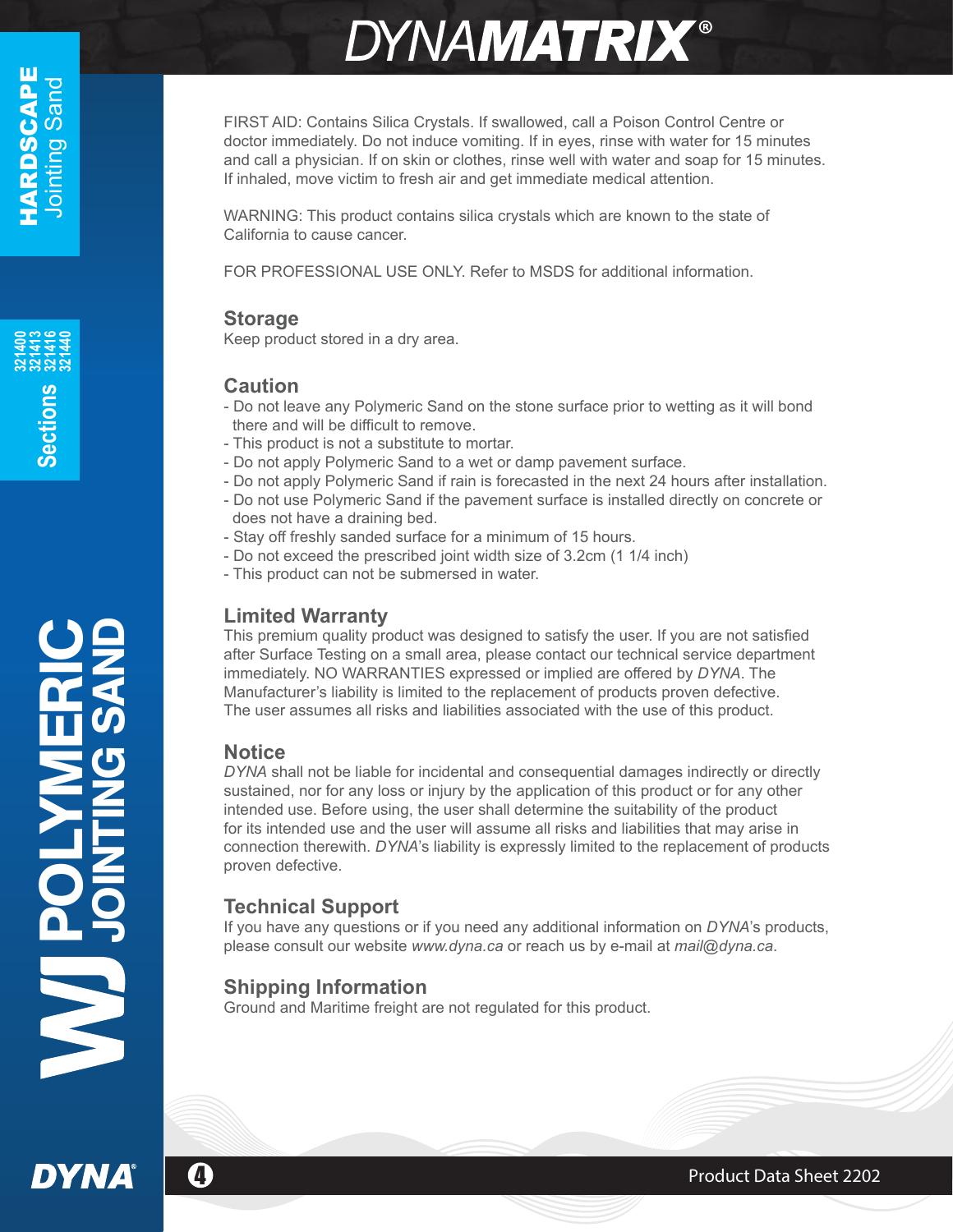FIRST AID: Contains Silica Crystals. If swallowed, call a Poison Control Centre or doctor immediately. Do not induce vomiting. If in eyes, rinse with water for 15 minutes and call a physician. If on skin or clothes, rinse well with water and soap for 15 minutes. If inhaled, move victim to fresh air and get immediate medical attention.

WARNING: This product contains silica crystals which are known to the state of California to cause cancer.

FOR PROFESSIONAL USE ONLY. Refer to MSDS for additional information.

## Storage

Keep product stored in a dry area.

## Caution

- Do not leave any Polymeric Sand on the stone surface prior to wetting as it will bond there and will be difficult to remove.
- This product is not a substitute to mortar.
- Do not apply Polymeric Sand to a wet or damp pavement surface.
- Do not apply Polymeric Sand if rain is forecasted in the next 24 hours after installation.
- Do not use Polymeric Sand if the pavement surface is installed directly on concrete or does not have a draining bed.
- Stay off freshly sanded surface for a minimum of 15 hours.
- Do not exceed the prescribed joint width size of 3.2cm (1 1/4 inch)
- This product can not be submersed in water.

## Limited Warranty

This premium quality product was designed to satisfy the user. If you are not satisfied after Surface Testing on a small area, please contact our technical service department immediately. NO WARRANTIES expressed or implied are offered by *DYNA*. The Manufacturer's liability is limited to the replacement of products proven defective. The user assumes all risks and liabilities associated with the use of this product.

## Notice

*DYNA* shall not be liable for incidental and consequential damages indirectly or directly sustained, nor for any loss or injury by the application of this product or for any other intended use. Before using, the user shall determine the suitability of the product for its intended use and the user will assume all risks and liabilities that may arise in connection therewith. *DYNA*'s liability is expressly limited to the replacement of products proven defective.

## Technical Support

If you have any questions or if you need any additional information on *DYNA*'s products, please consult our website *www.dyna.ca* or reach us by e-mail at *mail@dyna.ca*.

## Shipping Information

Ground and Maritime freight are not regulated for this product.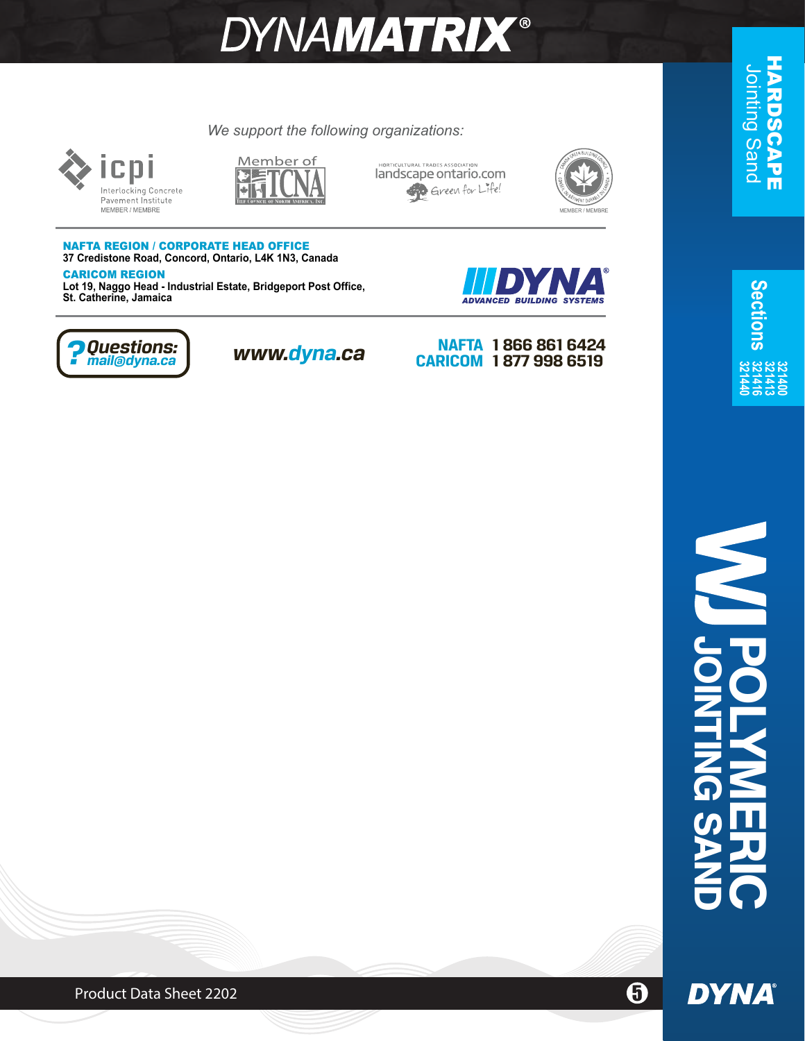DYNAMATRIX®

*We support the following organizations:*

icpi Interlocking Concrete Pavement Institute MEMBER / MEMBRE

Member of TCNA Tile Council of North America, Inc.

Horticultural Trades Association landscape ontario.com Green for Life!

MEMBER / MEMBRE

**NAFTA REGION / CORPORATE HEAD OFFICE**
**37 Credistone Road, Concord, Ontario, L4K 1N3, Canada**

**CARICOM REGION**
**Lot 19, Naggo Head - Industrial Estate, Bridgeport Post Office, St. Catherine, Jamaica**

DYNA® ADVANCED BUILDING SYSTEMS

**Questions: mail@dyna.ca**

**www.dyna.ca**

**NAFTA 1 866 861 6424**
**CARICOM 1 877 998 6519**

**HARDSCAPE** Jointing Sand

**Sections** 321400 321413 321416 321440

# WJ POLYMERIC JOINTING SAND

Product Data Sheet 2202

DYNA®